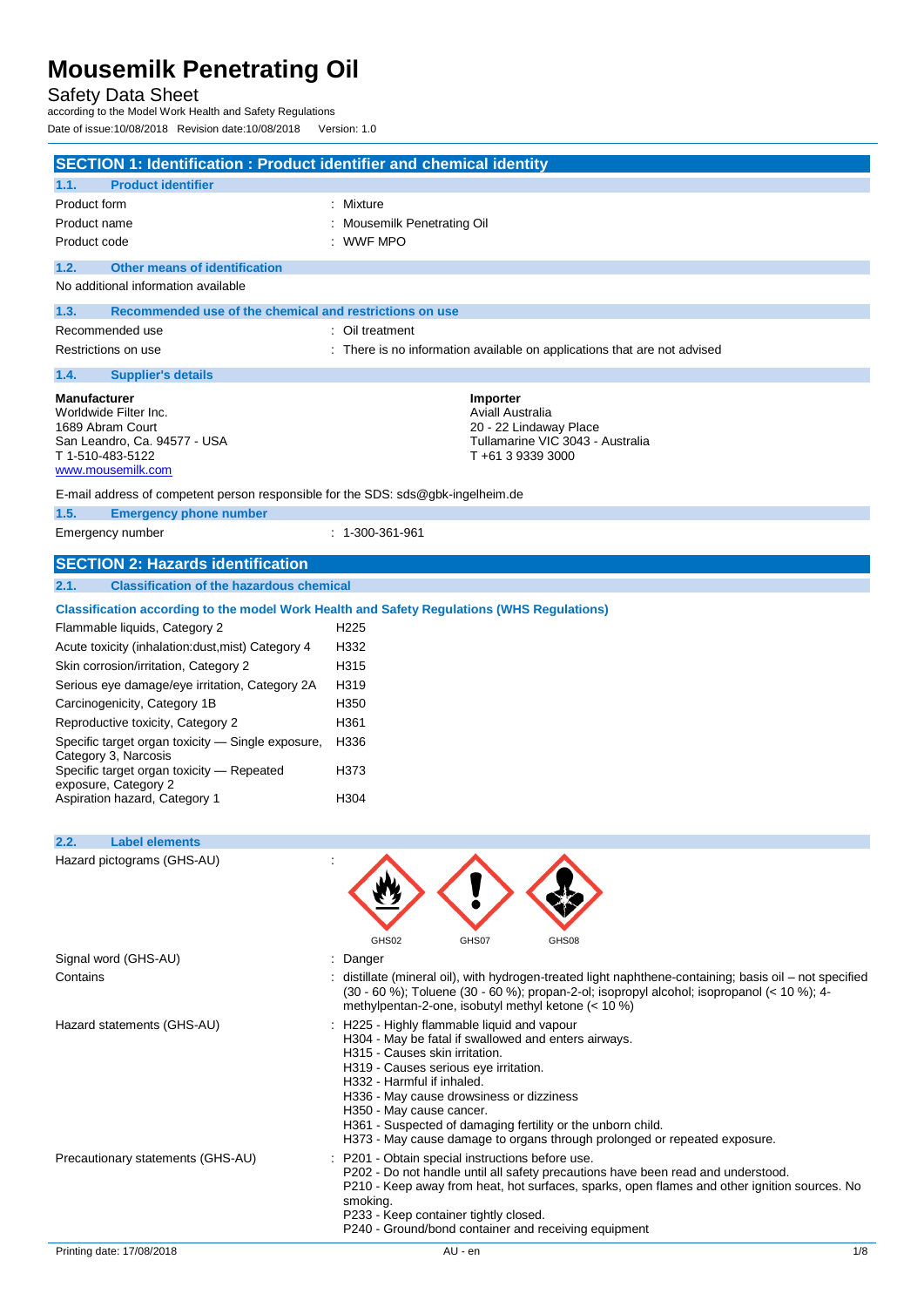# Mousemilk Penetrating Oil

Safety Data Sheet

according to the Model Work Health and Safety Regulations

Date of issue:10/08/2018 Revision date:10/08/2018 Version: 1.0

## SECTION 1: Identification : Product identifier and chemical identity

### 1.1. Product identifier

| | |
|---|---|
| Product form | : Mixture |
| Product name | : Mousemilk Penetrating Oil |
| Product code | : WWF MPO |

### 1.2. Other means of identification

No additional information available

### 1.3. Recommended use of the chemical and restrictions on use

| | |
|---|---|
| Recommended use | : Oil treatment |
| Restrictions on use | : There is no information available on applications that are not advised |

### 1.4. Supplier's details

**Manufacturer**
Worldwide Filter Inc.
1689 Abram Court
San Leandro, Ca. 94577 - USA
T 1-510-483-5122
www.mousemilk.com

**Importer**
Aviall Australia
20 - 22 Lindaway Place
Tullamarine VIC 3043 - Australia
T +61 3 9339 3000

E-mail address of competent person responsible for the SDS: sds@gbk-ingelheim.de

### 1.5. Emergency phone number

| | |
|---|---|
| Emergency number | : 1-300-361-961 |

## SECTION 2: Hazards identification

### 2.1. Classification of the hazardous chemical

**Classification according to the model Work Health and Safety Regulations (WHS Regulations)**

| | |
|---|---|
| Flammable liquids, Category 2 | H225 |
| Acute toxicity (inhalation:dust,mist) Category 4 | H332 |
| Skin corrosion/irritation, Category 2 | H315 |
| Serious eye damage/eye irritation, Category 2A | H319 |
| Carcinogenicity, Category 1B | H350 |
| Reproductive toxicity, Category 2 | H361 |
| Specific target organ toxicity — Single exposure, Category 3, Narcosis | H336 |
| Specific target organ toxicity — Repeated exposure, Category 2 | H373 |
| Aspiration hazard, Category 1 | H304 |

### 2.2. Label elements

Hazard pictograms (GHS-AU) :

GHS02 GHS07 GHS08

| | |
|---|---|
| Signal word (GHS-AU) | : Danger |
| Contains | : distillate (mineral oil), with hydrogen-treated light naphthene-containing; basis oil – not specified (30 - 60 %); Toluene (30 - 60 %); propan-2-ol; isopropyl alcohol; isopropanol (< 10 %); 4-methylpentan-2-one, isobutyl methyl ketone (< 10 %) |
| Hazard statements (GHS-AU) | : H225 - Highly flammable liquid and vapour<br>H304 - May be fatal if swallowed and enters airways.<br>H315 - Causes skin irritation.<br>H319 - Causes serious eye irritation.<br>H332 - Harmful if inhaled.<br>H336 - May cause drowsiness or dizziness<br>H350 - May cause cancer.<br>H361 - Suspected of damaging fertility or the unborn child.<br>H373 - May cause damage to organs through prolonged or repeated exposure. |
| Precautionary statements (GHS-AU) | : P201 - Obtain special instructions before use.<br>P202 - Do not handle until all safety precautions have been read and understood.<br>P210 - Keep away from heat, hot surfaces, sparks, open flames and other ignition sources. No smoking.<br>P233 - Keep container tightly closed.<br>P240 - Ground/bond container and receiving equipment |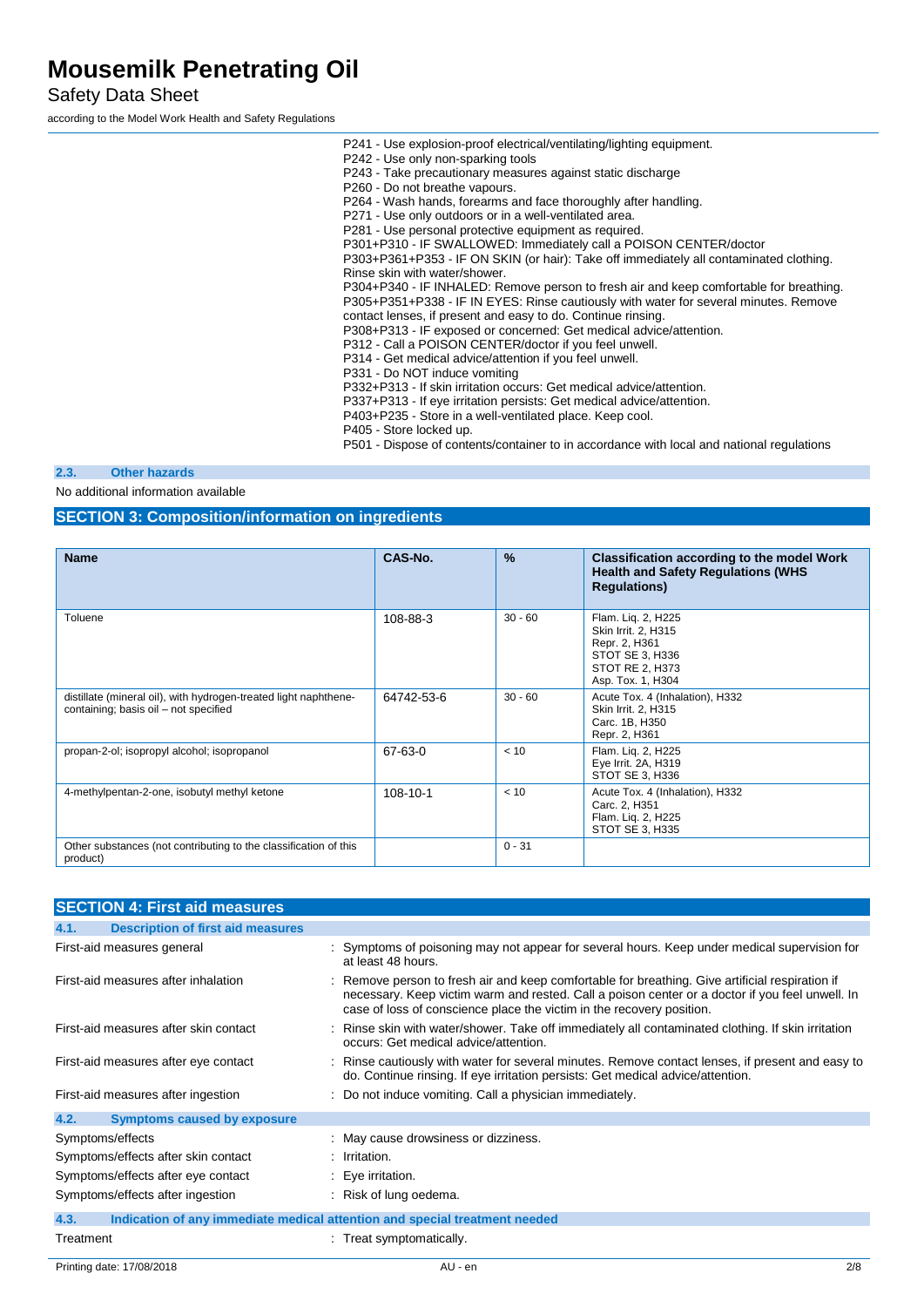P241 - Use explosion-proof electrical/ventilating/lighting equipment.
P242 - Use only non-sparking tools
P243 - Take precautionary measures against static discharge
P260 - Do not breathe vapours.
P264 - Wash hands, forearms and face thoroughly after handling.
P271 - Use only outdoors or in a well-ventilated area.
P281 - Use personal protective equipment as required.
P301+P310 - IF SWALLOWED: Immediately call a POISON CENTER/doctor
P303+P361+P353 - IF ON SKIN (or hair): Take off immediately all contaminated clothing. Rinse skin with water/shower.
P304+P340 - IF INHALED: Remove person to fresh air and keep comfortable for breathing.
P305+P351+P338 - IF IN EYES: Rinse cautiously with water for several minutes. Remove contact lenses, if present and easy to do. Continue rinsing.
P308+P313 - IF exposed or concerned: Get medical advice/attention.
P312 - Call a POISON CENTER/doctor if you feel unwell.
P314 - Get medical advice/attention if you feel unwell.
P331 - Do NOT induce vomiting
P332+P313 - If skin irritation occurs: Get medical advice/attention.
P337+P313 - If eye irritation persists: Get medical advice/attention.
P403+P235 - Store in a well-ventilated place. Keep cool.
P405 - Store locked up.
P501 - Dispose of contents/container to in accordance with local and national regulations

### 2.3. Other hazards

No additional information available

## SECTION 3: Composition/information on ingredients

| Name | CAS-No. | % | Classification according to the model Work Health and Safety Regulations (WHS Regulations) |
|---|---|---|---|
| Toluene | 108-88-3 | 30 - 60 | Flam. Liq. 2, H225<br>Skin Irrit. 2, H315<br>Repr. 2, H361<br>STOT SE 3, H336<br>STOT RE 2, H373<br>Asp. Tox. 1, H304 |
| distillate (mineral oil), with hydrogen-treated light naphthene-containing; basis oil – not specified | 64742-53-6 | 30 - 60 | Acute Tox. 4 (Inhalation), H332<br>Skin Irrit. 2, H315<br>Carc. 1B, H350<br>Repr. 2, H361 |
| propan-2-ol; isopropyl alcohol; isopropanol | 67-63-0 | < 10 | Flam. Liq. 2, H225<br>Eye Irrit. 2A, H319<br>STOT SE 3, H336 |
| 4-methylpentan-2-one, isobutyl methyl ketone | 108-10-1 | < 10 | Acute Tox. 4 (Inhalation), H332<br>Carc. 2, H351<br>Flam. Liq. 2, H225<br>STOT SE 3, H335 |
| Other substances (not contributing to the classification of this product) | | 0 - 31 | |

## SECTION 4: First aid measures

### 4.1. Description of first aid measures

| | |
|---|---|
| First-aid measures general | : Symptoms of poisoning may not appear for several hours. Keep under medical supervision for at least 48 hours. |
| First-aid measures after inhalation | : Remove person to fresh air and keep comfortable for breathing. Give artificial respiration if necessary. Keep victim warm and rested. Call a poison center or a doctor if you feel unwell. In case of loss of conscience place the victim in the recovery position. |
| First-aid measures after skin contact | : Rinse skin with water/shower. Take off immediately all contaminated clothing. If skin irritation occurs: Get medical advice/attention. |
| First-aid measures after eye contact | : Rinse cautiously with water for several minutes. Remove contact lenses, if present and easy to do. Continue rinsing. If eye irritation persists: Get medical advice/attention. |
| First-aid measures after ingestion | : Do not induce vomiting. Call a physician immediately. |

### 4.2. Symptoms caused by exposure

| | |
|---|---|
| Symptoms/effects | : May cause drowsiness or dizziness. |
| Symptoms/effects after skin contact | : Irritation. |
| Symptoms/effects after eye contact | : Eye irritation. |
| Symptoms/effects after ingestion | : Risk of lung oedema. |

### 4.3. Indication of any immediate medical attention and special treatment needed

| | |
|---|---|
| Treatment | : Treat symptomatically. |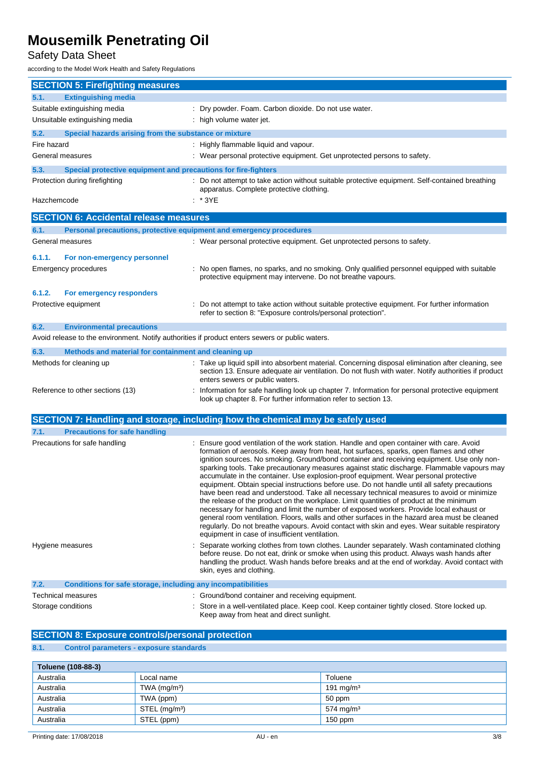# Mousemilk Penetrating Oil

Safety Data Sheet

according to the Model Work Health and Safety Regulations

## SECTION 5: Firefighting measures

### 5.1. Extinguishing media

Suitable extinguishing media : Dry powder. Foam. Carbon dioxide. Do not use water.

Unsuitable extinguishing media : high volume water jet.

### 5.2. Special hazards arising from the substance or mixture

Fire hazard : Highly flammable liquid and vapour.

General measures : Wear personal protective equipment. Get unprotected persons to safety.

### 5.3. Special protective equipment and precautions for fire-fighters

Protection during firefighting : Do not attempt to take action without suitable protective equipment. Self-contained breathing apparatus. Complete protective clothing.

Hazchemcode : * 3YE

## SECTION 6: Accidental release measures

### 6.1. Personal precautions, protective equipment and emergency procedures

General measures : Wear personal protective equipment. Get unprotected persons to safety.

#### 6.1.1. For non-emergency personnel

Emergency procedures : No open flames, no sparks, and no smoking. Only qualified personnel equipped with suitable protective equipment may intervene. Do not breathe vapours.

#### 6.1.2. For emergency responders

Protective equipment : Do not attempt to take action without suitable protective equipment. For further information refer to section 8: "Exposure controls/personal protection".

### 6.2. Environmental precautions

Avoid release to the environment. Notify authorities if product enters sewers or public waters.

### 6.3. Methods and material for containment and cleaning up

Methods for cleaning up : Take up liquid spill into absorbent material. Concerning disposal elimination after cleaning, see section 13. Ensure adequate air ventilation. Do not flush with water. Notify authorities if product enters sewers or public waters.

Reference to other sections (13) : Information for safe handling look up chapter 7. Information for personal protective equipment look up chapter 8. For further information refer to section 13.

## SECTION 7: Handling and storage, including how the chemical may be safely used

### 7.1. Precautions for safe handling

Precautions for safe handling : Ensure good ventilation of the work station. Handle and open container with care. Avoid formation of aerosols. Keep away from heat, hot surfaces, sparks, open flames and other ignition sources. No smoking. Ground/bond container and receiving equipment. Use only non-sparking tools. Take precautionary measures against static discharge. Flammable vapours may accumulate in the container. Use explosion-proof equipment. Wear personal protective equipment. Obtain special instructions before use. Do not handle until all safety precautions have been read and understood. Take all necessary technical measures to avoid or minimize the release of the product on the workplace. Limit quantities of product at the minimum necessary for handling and limit the number of exposed workers. Provide local exhaust or general room ventilation. Floors, walls and other surfaces in the hazard area must be cleaned regularly. Do not breathe vapours. Avoid contact with skin and eyes. Wear suitable respiratory equipment in case of insufficient ventilation.

Hygiene measures : Separate working clothes from town clothes. Launder separately. Wash contaminated clothing before reuse. Do not eat, drink or smoke when using this product. Always wash hands after handling the product. Wash hands before breaks and at the end of workday. Avoid contact with skin, eyes and clothing.

### 7.2. Conditions for safe storage, including any incompatibilities

Technical measures : Ground/bond container and receiving equipment.

Storage conditions : Store in a well-ventilated place. Keep cool. Keep container tightly closed. Store locked up. Keep away from heat and direct sunlight.

## SECTION 8: Exposure controls/personal protection

### 8.1. Control parameters - exposure standards

| Toluene (108-88-3) | | |
|---|---|---|
| Australia | Local name | Toluene |
| Australia | TWA (mg/m³) | 191 mg/m³ |
| Australia | TWA (ppm) | 50 ppm |
| Australia | STEL (mg/m³) | 574 mg/m³ |
| Australia | STEL (ppm) | 150 ppm |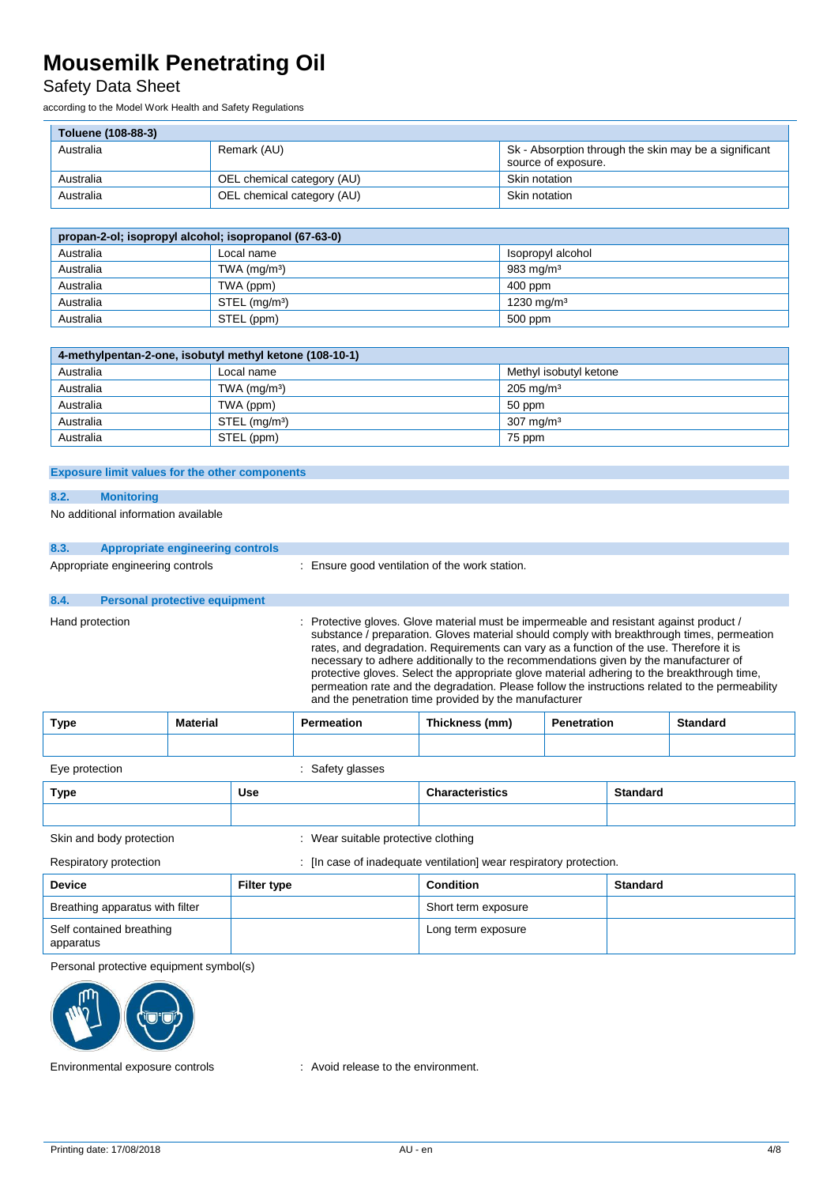| Toluene (108-88-3) | | |
|---|---|---|
| Australia | Remark (AU) | Sk - Absorption through the skin may be a significant source of exposure. |
| Australia | OEL chemical category (AU) | Skin notation |
| Australia | OEL chemical category (AU) | Skin notation |

| propan-2-ol; isopropyl alcohol; isopropanol (67-63-0) | | |
|---|---|---|
| Australia | Local name | Isopropyl alcohol |
| Australia | TWA (mg/m³) | 983 mg/m³ |
| Australia | TWA (ppm) | 400 ppm |
| Australia | STEL (mg/m³) | 1230 mg/m³ |
| Australia | STEL (ppm) | 500 ppm |

| 4-methylpentan-2-one, isobutyl methyl ketone (108-10-1) | | |
|---|---|---|
| Australia | Local name | Methyl isobutyl ketone |
| Australia | TWA (mg/m³) | 205 mg/m³ |
| Australia | TWA (ppm) | 50 ppm |
| Australia | STEL (mg/m³) | 307 mg/m³ |
| Australia | STEL (ppm) | 75 ppm |

**Exposure limit values for the other components**

### 8.2. Monitoring

No additional information available

### 8.3. Appropriate engineering controls

Appropriate engineering controls : Ensure good ventilation of the work station.

### 8.4. Personal protective equipment

Hand protection : Protective gloves. Glove material must be impermeable and resistant against product / substance / preparation. Gloves material should comply with breakthrough times, permeation rates, and degradation. Requirements can vary as a function of the use. Therefore it is necessary to adhere additionally to the recommendations given by the manufacturer of protective gloves. Select the appropriate glove material adhering to the breakthrough time, permeation rate and the degradation. Please follow the instructions related to the permeability and the penetration time provided by the manufacturer

| Type | Material | Permeation | Thickness (mm) | Penetration | Standard |
|---|---|---|---|---|---|
| | | | | | |

Eye protection : Safety glasses

| Type | Use | Characteristics | Standard |
|---|---|---|---|
| | | | |

Skin and body protection : Wear suitable protective clothing

Respiratory protection : [In case of inadequate ventilation] wear respiratory protection.

| Device | Filter type | Condition | Standard |
|---|---|---|---|
| Breathing apparatus with filter | | Short term exposure | |
| Self contained breathing apparatus | | Long term exposure | |

Personal protective equipment symbol(s)

Environmental exposure controls : Avoid release to the environment.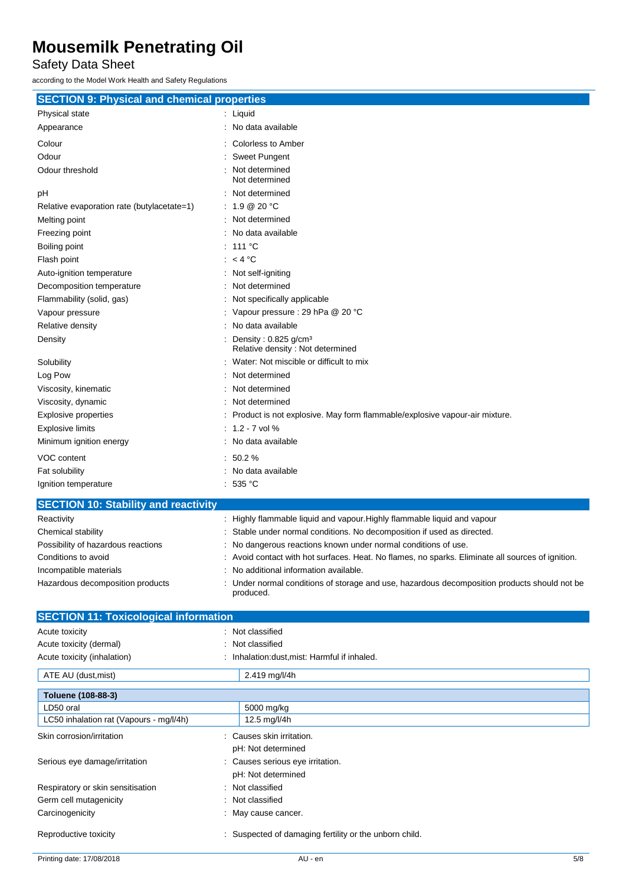# Mousemilk Penetrating Oil

Safety Data Sheet

according to the Model Work Health and Safety Regulations

## SECTION 9: Physical and chemical properties

| | |
|---|---|
| Physical state | : Liquid |
| Appearance | : No data available |
| Colour | : Colorless to Amber |
| Odour | : Sweet Pungent |
| Odour threshold | : Not determined<br>Not determined |
| pH | : Not determined |
| Relative evaporation rate (butylacetate=1) | : 1.9 @ 20 °C |
| Melting point | : Not determined |
| Freezing point | : No data available |
| Boiling point | : 111 °C |
| Flash point | : < 4 °C |
| Auto-ignition temperature | : Not self-igniting |
| Decomposition temperature | : Not determined |
| Flammability (solid, gas) | : Not specifically applicable |
| Vapour pressure | : Vapour pressure : 29 hPa @ 20 °C |
| Relative density | : No data available |
| Density | : Density : 0.825 g/cm³<br>Relative density : Not determined |
| Solubility | : Water: Not miscible or difficult to mix |
| Log Pow | : Not determined |
| Viscosity, kinematic | : Not determined |
| Viscosity, dynamic | : Not determined |
| Explosive properties | : Product is not explosive. May form flammable/explosive vapour-air mixture. |
| Explosive limits | : 1.2 - 7 vol % |
| Minimum ignition energy | : No data available |
| VOC content | : 50.2 % |
| Fat solubility | : No data available |
| Ignition temperature | : 535 °C |

## SECTION 10: Stability and reactivity

| | |
|---|---|
| Reactivity | : Highly flammable liquid and vapour.Highly flammable liquid and vapour |
| Chemical stability | : Stable under normal conditions. No decomposition if used as directed. |
| Possibility of hazardous reactions | : No dangerous reactions known under normal conditions of use. |
| Conditions to avoid | : Avoid contact with hot surfaces. Heat. No flames, no sparks. Eliminate all sources of ignition. |
| Incompatible materials | : No additional information available. |
| Hazardous decomposition products | : Under normal conditions of storage and use, hazardous decomposition products should not be produced. |

## SECTION 11: Toxicological information

| | |
|---|---|
| Acute toxicity | : Not classified |
| Acute toxicity (dermal) | : Not classified |
| Acute toxicity (inhalation) | : Inhalation:dust,mist: Harmful if inhaled. |

| ATE AU (dust,mist) | 2.419 mg/l/4h |
|---|---|

| Toluene (108-88-3) | |
|---|---|
| LD50 oral | 5000 mg/kg |
| LC50 inhalation rat (Vapours - mg/l/4h) | 12.5 mg/l/4h |

| | |
|---|---|
| Skin corrosion/irritation | : Causes skin irritation.<br>pH: Not determined |
| Serious eye damage/irritation | : Causes serious eye irritation.<br>pH: Not determined |
| Respiratory or skin sensitisation | : Not classified |
| Germ cell mutagenicity | : Not classified |
| Carcinogenicity | : May cause cancer. |
| Reproductive toxicity | : Suspected of damaging fertility or the unborn child. |

Printing date: 17/08/2018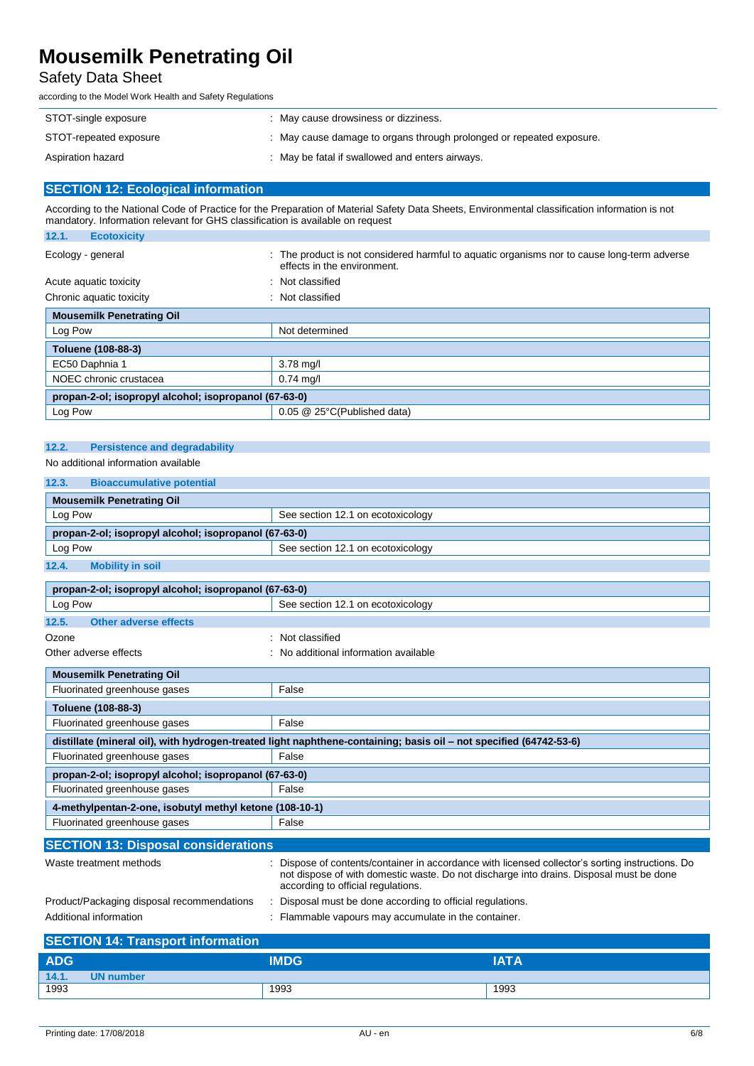| | |
|---|---|
| STOT-single exposure | : May cause drowsiness or dizziness. |
| STOT-repeated exposure | : May cause damage to organs through prolonged or repeated exposure. |
| Aspiration hazard | : May be fatal if swallowed and enters airways. |

## SECTION 12: Ecological information

According to the National Code of Practice for the Preparation of Material Safety Data Sheets, Environmental classification information is not mandatory. Information relevant for GHS classification is available on request

### 12.1. Ecotoxicity

| | |
|---|---|
| Ecology - general | : The product is not considered harmful to aquatic organisms nor to cause long-term adverse effects in the environment. |
| Acute aquatic toxicity | : Not classified |
| Chronic aquatic toxicity | : Not classified |

| **Mousemilk Penetrating Oil** | |
|---|---|
| Log Pow | Not determined |
| **Toluene (108-88-3)** | |
| EC50 Daphnia 1 | 3.78 mg/l |
| NOEC chronic crustacea | 0.74 mg/l |
| **propan-2-ol; isopropyl alcohol; isopropanol (67-63-0)** | |
| Log Pow | 0.05 @ 25°C(Published data) |

### 12.2. Persistence and degradability

No additional information available

### 12.3. Bioaccumulative potential

| **Mousemilk Penetrating Oil** | |
|---|---|
| Log Pow | See section 12.1 on ecotoxicology |
| **propan-2-ol; isopropyl alcohol; isopropanol (67-63-0)** | |
| Log Pow | See section 12.1 on ecotoxicology |

### 12.4. Mobility in soil

| **propan-2-ol; isopropyl alcohol; isopropanol (67-63-0)** | |
|---|---|
| Log Pow | See section 12.1 on ecotoxicology |

### 12.5. Other adverse effects

| | |
|---|---|
| Ozone | : Not classified |
| Other adverse effects | : No additional information available |

| **Mousemilk Penetrating Oil** | |
|---|---|
| Fluorinated greenhouse gases | False |
| **Toluene (108-88-3)** | |
| Fluorinated greenhouse gases | False |
| **distillate (mineral oil), with hydrogen-treated light naphthene-containing; basis oil – not specified (64742-53-6)** | |
| Fluorinated greenhouse gases | False |
| **propan-2-ol; isopropyl alcohol; isopropanol (67-63-0)** | |
| Fluorinated greenhouse gases | False |
| **4-methylpentan-2-one, isobutyl methyl ketone (108-10-1)** | |
| Fluorinated greenhouse gases | False |

## SECTION 13: Disposal considerations

| | |
|---|---|
| Waste treatment methods | : Dispose of contents/container in accordance with licensed collector's sorting instructions. Do not dispose of with domestic waste. Do not discharge into drains. Disposal must be done according to official regulations. |
| Product/Packaging disposal recommendations | : Disposal must be done according to official regulations. |
| Additional information | : Flammable vapours may accumulate in the container. |

## SECTION 14: Transport information

| ADG | IMDG | IATA |
|---|---|---|
| **14.1. UN number** | | |
| 1993 | 1993 | 1993 |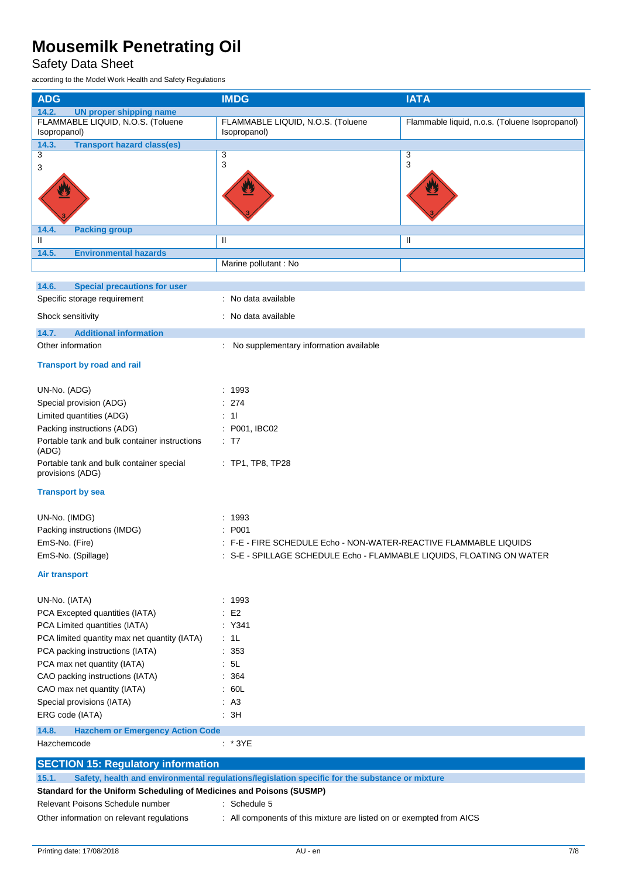| ADG | IMDG | IATA |
|---|---|---|
| **14.2. UN proper shipping name** | | |
| FLAMMABLE LIQUID, N.O.S. (Toluene Isopropanol) | FLAMMABLE LIQUID, N.O.S. (Toluene Isopropanol) | Flammable liquid, n.o.s. (Toluene Isopropanol) |
| **14.3. Transport hazard class(es)** | | |
| 3<br>3 | 3<br>3 | 3<br>3 |
| **14.4. Packing group** | | |
| II | II | II |
| **14.5. Environmental hazards** | | |
| | Marine pollutant : No | |

### 14.6. Special precautions for user

Specific storage requirement : No data available

Shock sensitivity : No data available

### 14.7. Additional information

Other information : No supplementary information available

**Transport by road and rail**

UN-No. (ADG) : 1993

Special provision (ADG) : 274

Limited quantities (ADG) : 1l

Packing instructions (ADG) : P001, IBC02

Portable tank and bulk container instructions (ADG) : T7

Portable tank and bulk container special provisions (ADG) : TP1, TP8, TP28

**Transport by sea**

UN-No. (IMDG) : 1993

Packing instructions (IMDG) : P001

EmS-No. (Fire) : F-E - FIRE SCHEDULE Echo - NON-WATER-REACTIVE FLAMMABLE LIQUIDS

EmS-No. (Spillage) : S-E - SPILLAGE SCHEDULE Echo - FLAMMABLE LIQUIDS, FLOATING ON WATER

**Air transport**

UN-No. (IATA) : 1993

PCA Excepted quantities (IATA) : E2

PCA Limited quantities (IATA) : Y341

PCA limited quantity max net quantity (IATA) : 1L

PCA packing instructions (IATA) : 353

PCA max net quantity (IATA) : 5L

CAO packing instructions (IATA) : 364

CAO max net quantity (IATA) : 60L

Special provisions (IATA) : A3

ERG code (IATA) : 3H

### 14.8. Hazchem or Emergency Action Code

Hazchemcode : * 3YE

## SECTION 15: Regulatory information

### 15.1. Safety, health and environmental regulations/legislation specific for the substance or mixture

**Standard for the Uniform Scheduling of Medicines and Poisons (SUSMP)**

Relevant Poisons Schedule number : Schedule 5

Other information on relevant regulations : All components of this mixture are listed on or exempted from AICS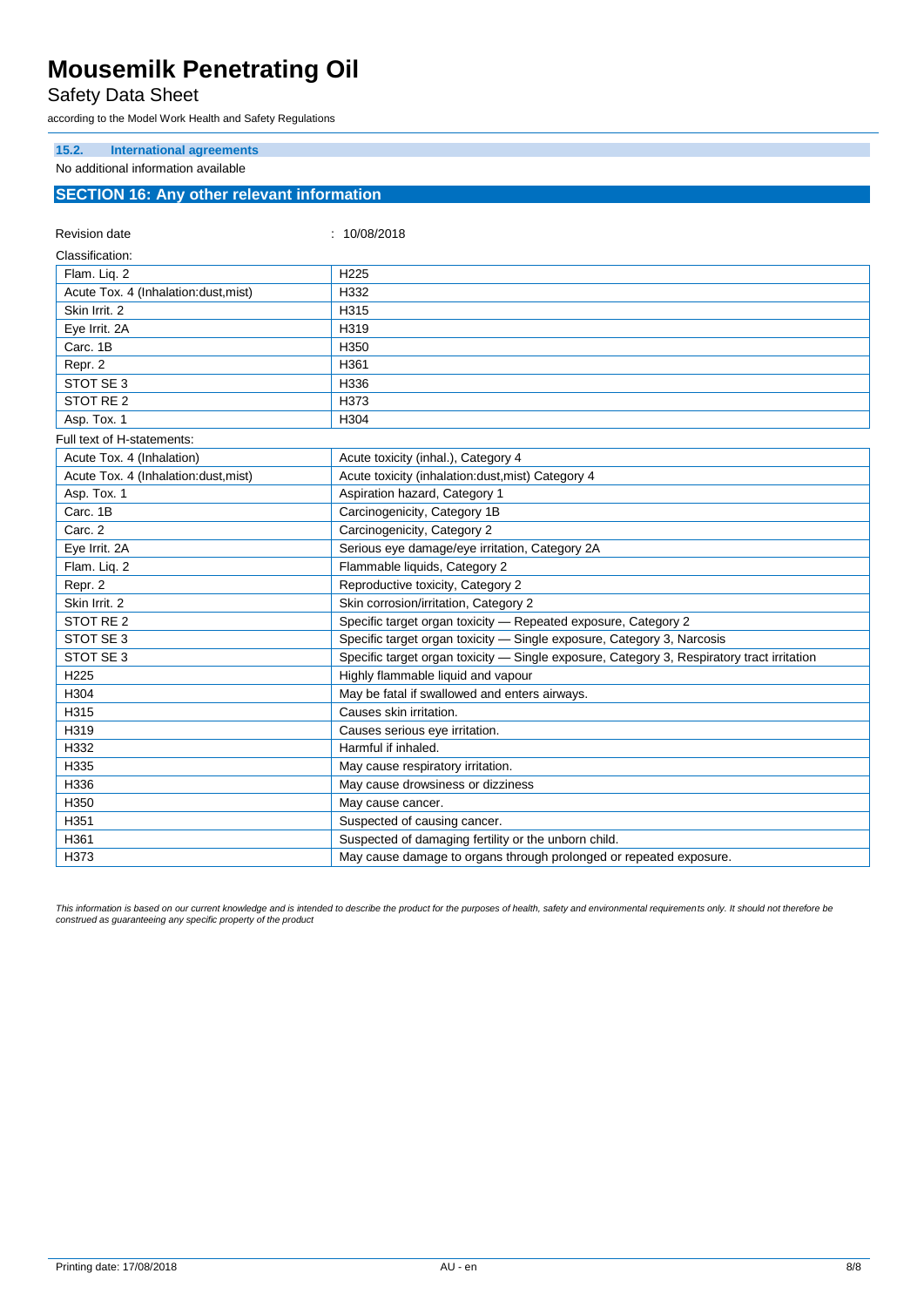### 15.2. International agreements

No additional information available

## SECTION 16: Any other relevant information

Revision date : 10/08/2018

Classification:

| | |
|---|---|
| Flam. Liq. 2 | H225 |
| Acute Tox. 4 (Inhalation:dust,mist) | H332 |
| Skin Irrit. 2 | H315 |
| Eye Irrit. 2A | H319 |
| Carc. 1B | H350 |
| Repr. 2 | H361 |
| STOT SE 3 | H336 |
| STOT RE 2 | H373 |
| Asp. Tox. 1 | H304 |

Full text of H-statements:

| | |
|---|---|
| Acute Tox. 4 (Inhalation) | Acute toxicity (inhal.), Category 4 |
| Acute Tox. 4 (Inhalation:dust,mist) | Acute toxicity (inhalation:dust,mist) Category 4 |
| Asp. Tox. 1 | Aspiration hazard, Category 1 |
| Carc. 1B | Carcinogenicity, Category 1B |
| Carc. 2 | Carcinogenicity, Category 2 |
| Eye Irrit. 2A | Serious eye damage/eye irritation, Category 2A |
| Flam. Liq. 2 | Flammable liquids, Category 2 |
| Repr. 2 | Reproductive toxicity, Category 2 |
| Skin Irrit. 2 | Skin corrosion/irritation, Category 2 |
| STOT RE 2 | Specific target organ toxicity — Repeated exposure, Category 2 |
| STOT SE 3 | Specific target organ toxicity — Single exposure, Category 3, Narcosis |
| STOT SE 3 | Specific target organ toxicity — Single exposure, Category 3, Respiratory tract irritation |
| H225 | Highly flammable liquid and vapour |
| H304 | May be fatal if swallowed and enters airways. |
| H315 | Causes skin irritation. |
| H319 | Causes serious eye irritation. |
| H332 | Harmful if inhaled. |
| H335 | May cause respiratory irritation. |
| H336 | May cause drowsiness or dizziness |
| H350 | May cause cancer. |
| H351 | Suspected of causing cancer. |
| H361 | Suspected of damaging fertility or the unborn child. |
| H373 | May cause damage to organs through prolonged or repeated exposure. |

*This information is based on our current knowledge and is intended to describe the product for the purposes of health, safety and environmental requirements only. It should not therefore be construed as guaranteeing any specific property of the product*